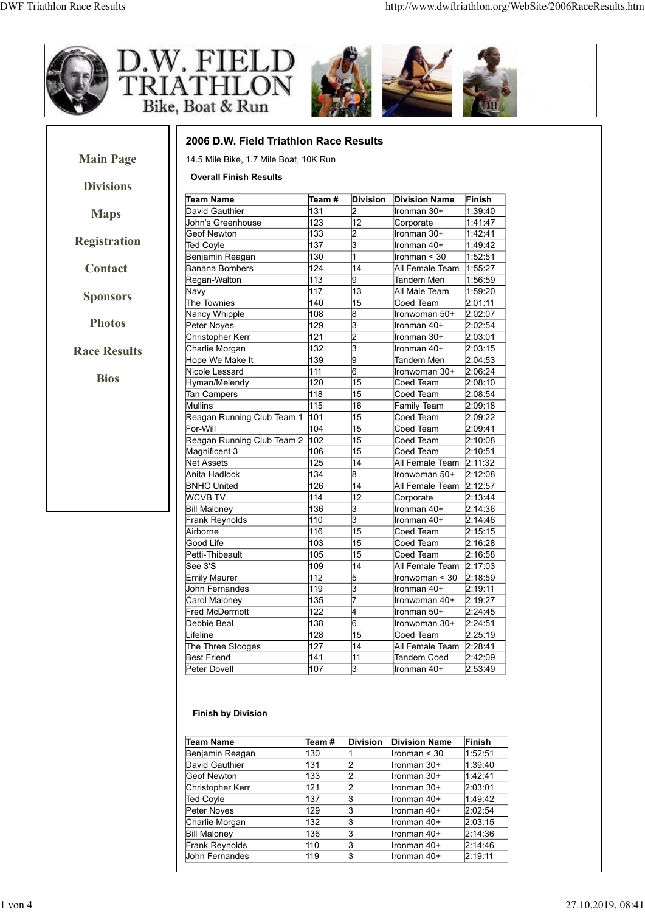D.W. FIELD TRIATHLON

Bike, Boat & Run

Main Page

Divisions

Maps

Registration

Contact

Sponsors

Photos

Race Results

Bios

## 2006 D.W. Field Triathlon Race Results

14.5 Mile Bike, 1.7 Mile Boat, 10K Run

**Overall Finish Results**

| Team Name | Team # | Division | Division Name | Finish |
|---|---|---|---|---|
| David Gauthier | 131 | 2 | Ironman 30+ | 1:39:40 |
| John's Greenhouse | 123 | 12 | Corporate | 1:41:47 |
| Geof Newton | 133 | 2 | Ironman 30+ | 1:42:41 |
| Ted Coyle | 137 | 3 | Ironman 40+ | 1:49:42 |
| Benjamin Reagan | 130 | 1 | Ironman < 30 | 1:52:51 |
| Banana Bombers | 124 | 14 | All Female Team | 1:55:27 |
| Regan-Walton | 113 | 9 | Tandem Men | 1:56:59 |
| Navy | 117 | 13 | All Male Team | 1:59:20 |
| The Townies | 140 | 15 | Coed Team | 2:01:11 |
| Nancy Whipple | 108 | 8 | Ironwoman 50+ | 2:02:07 |
| Peter Noyes | 129 | 3 | Ironman 40+ | 2:02:54 |
| Christopher Kerr | 121 | 2 | Ironman 30+ | 2:03:01 |
| Charlie Morgan | 132 | 3 | Ironman 40+ | 2:03:15 |
| Hope We Make It | 139 | 9 | Tandem Men | 2:04:53 |
| Nicole Lessard | 111 | 6 | Ironwoman 30+ | 2:06:24 |
| Hyman/Melendy | 120 | 15 | Coed Team | 2:08:10 |
| Tan Campers | 118 | 15 | Coed Team | 2:08:54 |
| Mullins | 115 | 16 | Family Team | 2:09:18 |
| Reagan Running Club Team 1 | 101 | 15 | Coed Team | 2:09:22 |
| For-Will | 104 | 15 | Coed Team | 2:09:41 |
| Reagan Running Club Team 2 | 102 | 15 | Coed Team | 2:10:08 |
| Magnificent 3 | 106 | 15 | Coed Team | 2:10:51 |
| Net Assets | 125 | 14 | All Female Team | 2:11:32 |
| Anita Hadlock | 134 | 8 | Ironwoman 50+ | 2:12:08 |
| BNHC United | 126 | 14 | All Female Team | 2:12:57 |
| WCVB TV | 114 | 12 | Corporate | 2:13:44 |
| Bill Maloney | 136 | 3 | Ironman 40+ | 2:14:36 |
| Frank Reynolds | 110 | 3 | Ironman 40+ | 2:14:46 |
| Airborne | 116 | 15 | Coed Team | 2:15:15 |
| Good Life | 103 | 15 | Coed Team | 2:16:28 |
| Petti-Thibeault | 105 | 15 | Coed Team | 2:16:58 |
| See 3'S | 109 | 14 | All Female Team | 2:17:03 |
| Emily Maurer | 112 | 5 | Ironwoman < 30 | 2:18:59 |
| John Fernandes | 119 | 3 | Ironman 40+ | 2:19:11 |
| Carol Maloney | 135 | 7 | Ironwoman 40+ | 2:19:27 |
| Fred McDermott | 122 | 4 | Ironman 50+ | 2:24:45 |
| Debbie Beal | 138 | 6 | Ironwoman 30+ | 2:24:51 |
| Lifeline | 128 | 15 | Coed Team | 2:25:19 |
| The Three Stooges | 127 | 14 | All Female Team | 2:28:41 |
| Best Friend | 141 | 11 | Tandem Coed | 2:42:09 |
| Peter Dovell | 107 | 3 | Ironman 40+ | 2:53:49 |

**Finish by Division**

| Team Name | Team # | Division | Division Name | Finish |
|---|---|---|---|---|
| Benjamin Reagan | 130 | 1 | Ironman < 30 | 1:52:51 |
| David Gauthier | 131 | 2 | Ironman 30+ | 1:39:40 |
| Geof Newton | 133 | 2 | Ironman 30+ | 1:42:41 |
| Christopher Kerr | 121 | 2 | Ironman 30+ | 2:03:01 |
| Ted Coyle | 137 | 3 | Ironman 40+ | 1:49:42 |
| Peter Noyes | 129 | 3 | Ironman 40+ | 2:02:54 |
| Charlie Morgan | 132 | 3 | Ironman 40+ | 2:03:15 |
| Bill Maloney | 136 | 3 | Ironman 40+ | 2:14:36 |
| Frank Reynolds | 110 | 3 | Ironman 40+ | 2:14:46 |
| John Fernandes | 119 | 3 | Ironman 40+ | 2:19:11 |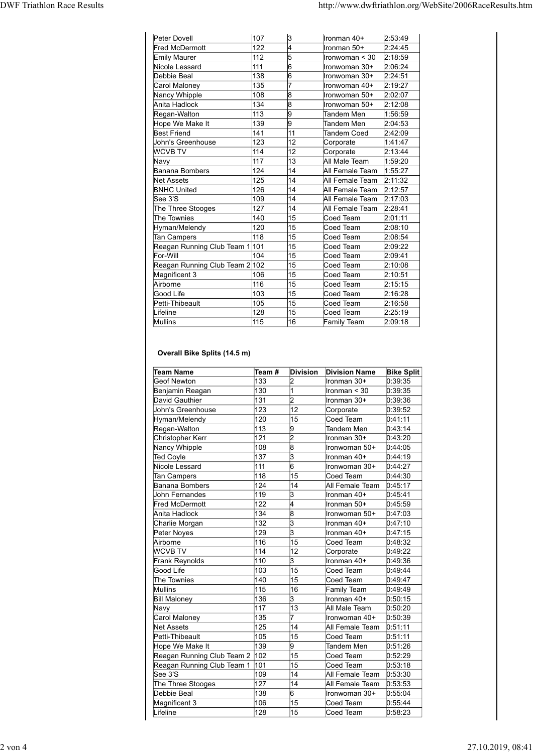| | | | | |
|---|---|---|---|---|
| Peter Dovell | 107 | 3 | Ironman 40+ | 2:53:49 |
| Fred McDermott | 122 | 4 | Ironman 50+ | 2:24:45 |
| Emily Maurer | 112 | 5 | Ironwoman < 30 | 2:18:59 |
| Nicole Lessard | 111 | 6 | Ironwoman 30+ | 2:06:24 |
| Debbie Beal | 138 | 6 | Ironwoman 30+ | 2:24:51 |
| Carol Maloney | 135 | 7 | Ironwoman 40+ | 2:19:27 |
| Nancy Whipple | 108 | 8 | Ironwoman 50+ | 2:02:07 |
| Anita Hadlock | 134 | 8 | Ironwoman 50+ | 2:12:08 |
| Regan-Walton | 113 | 9 | Tandem Men | 1:56:59 |
| Hope We Make It | 139 | 9 | Tandem Men | 2:04:53 |
| Best Friend | 141 | 11 | Tandem Coed | 2:42:09 |
| John's Greenhouse | 123 | 12 | Corporate | 1:41:47 |
| WCVB TV | 114 | 12 | Corporate | 2:13:44 |
| Navy | 117 | 13 | All Male Team | 1:59:20 |
| Banana Bombers | 124 | 14 | All Female Team | 1:55:27 |
| Net Assets | 125 | 14 | All Female Team | 2:11:32 |
| BNHC United | 126 | 14 | All Female Team | 2:12:57 |
| See 3'S | 109 | 14 | All Female Team | 2:17:03 |
| The Three Stooges | 127 | 14 | All Female Team | 2:28:41 |
| The Townies | 140 | 15 | Coed Team | 2:01:11 |
| Hyman/Melendy | 120 | 15 | Coed Team | 2:08:10 |
| Tan Campers | 118 | 15 | Coed Team | 2:08:54 |
| Reagan Running Club Team 1 | 101 | 15 | Coed Team | 2:09:22 |
| For-Will | 104 | 15 | Coed Team | 2:09:41 |
| Reagan Running Club Team 2 | 102 | 15 | Coed Team | 2:10:08 |
| Magnificent 3 | 106 | 15 | Coed Team | 2:10:51 |
| Airborne | 116 | 15 | Coed Team | 2:15:15 |
| Good Life | 103 | 15 | Coed Team | 2:16:28 |
| Petti-Thibeault | 105 | 15 | Coed Team | 2:16:58 |
| Lifeline | 128 | 15 | Coed Team | 2:25:19 |
| Mullins | 115 | 16 | Family Team | 2:09:18 |

**Overall Bike Splits (14.5 m)**

| Team Name | Team # | Division | Division Name | Bike Split |
|---|---|---|---|---|
| Geof Newton | 133 | 2 | Ironman 30+ | 0:39:35 |
| Benjamin Reagan | 130 | 1 | Ironman < 30 | 0:39:35 |
| David Gauthier | 131 | 2 | Ironman 30+ | 0:39:36 |
| John's Greenhouse | 123 | 12 | Corporate | 0:39:52 |
| Hyman/Melendy | 120 | 15 | Coed Team | 0:41:11 |
| Regan-Walton | 113 | 9 | Tandem Men | 0:43:14 |
| Christopher Kerr | 121 | 2 | Ironman 30+ | 0:43:20 |
| Nancy Whipple | 108 | 8 | Ironwoman 50+ | 0:44:05 |
| Ted Coyle | 137 | 3 | Ironman 40+ | 0:44:19 |
| Nicole Lessard | 111 | 6 | Ironwoman 30+ | 0:44:27 |
| Tan Campers | 118 | 15 | Coed Team | 0:44:30 |
| Banana Bombers | 124 | 14 | All Female Team | 0:45:17 |
| John Fernandes | 119 | 3 | Ironman 40+ | 0:45:41 |
| Fred McDermott | 122 | 4 | Ironman 50+ | 0:45:59 |
| Anita Hadlock | 134 | 8 | Ironwoman 50+ | 0:47:03 |
| Charlie Morgan | 132 | 3 | Ironman 40+ | 0:47:10 |
| Peter Noyes | 129 | 3 | Ironman 40+ | 0:47:15 |
| Airborne | 116 | 15 | Coed Team | 0:48:32 |
| WCVB TV | 114 | 12 | Corporate | 0:49:22 |
| Frank Reynolds | 110 | 3 | Ironman 40+ | 0:49:36 |
| Good Life | 103 | 15 | Coed Team | 0:49:44 |
| The Townies | 140 | 15 | Coed Team | 0:49:47 |
| Mullins | 115 | 16 | Family Team | 0:49:49 |
| Bill Maloney | 136 | 3 | Ironman 40+ | 0:50:15 |
| Navy | 117 | 13 | All Male Team | 0:50:20 |
| Carol Maloney | 135 | 7 | Ironwoman 40+ | 0:50:39 |
| Net Assets | 125 | 14 | All Female Team | 0:51:11 |
| Petti-Thibeault | 105 | 15 | Coed Team | 0:51:11 |
| Hope We Make It | 139 | 9 | Tandem Men | 0:51:26 |
| Reagan Running Club Team 2 | 102 | 15 | Coed Team | 0:52:29 |
| Reagan Running Club Team 1 | 101 | 15 | Coed Team | 0:53:18 |
| See 3'S | 109 | 14 | All Female Team | 0:53:30 |
| The Three Stooges | 127 | 14 | All Female Team | 0:53:53 |
| Debbie Beal | 138 | 6 | Ironwoman 30+ | 0:55:04 |
| Magnificent 3 | 106 | 15 | Coed Team | 0:55:44 |
| Lifeline | 128 | 15 | Coed Team | 0:58:23 |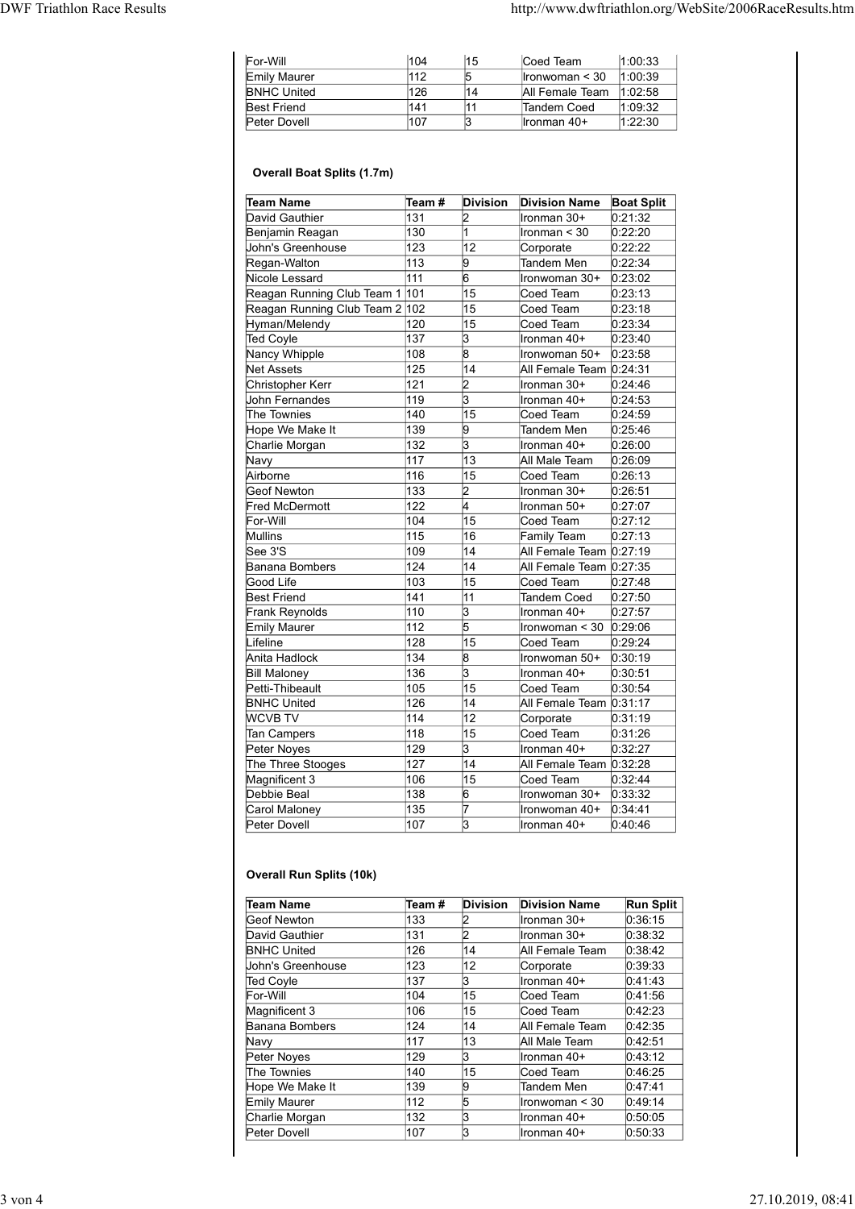| For-Will | 104 | 15 | Coed Team | 1:00:33 |
|---|---|---|---|---|
| Emily Maurer | 112 | 5 | Ironwoman < 30 | 1:00:39 |
| BNHC United | 126 | 14 | All Female Team | 1:02:58 |
| Best Friend | 141 | 11 | Tandem Coed | 1:09:32 |
| Peter Dovell | 107 | 3 | Ironman 40+ | 1:22:30 |

**Overall Boat Splits (1.7m)**

| Team Name | Team # | Division | Division Name | Boat Split |
|---|---|---|---|---|
| David Gauthier | 131 | 2 | Ironman 30+ | 0:21:32 |
| Benjamin Reagan | 130 | 1 | Ironman < 30 | 0:22:20 |
| John's Greenhouse | 123 | 12 | Corporate | 0:22:22 |
| Regan-Walton | 113 | 9 | Tandem Men | 0:22:34 |
| Nicole Lessard | 111 | 6 | Ironwoman 30+ | 0:23:02 |
| Reagan Running Club Team 1 | 101 | 15 | Coed Team | 0:23:13 |
| Reagan Running Club Team 2 | 102 | 15 | Coed Team | 0:23:18 |
| Hyman/Melendy | 120 | 15 | Coed Team | 0:23:34 |
| Ted Coyle | 137 | 3 | Ironman 40+ | 0:23:40 |
| Nancy Whipple | 108 | 8 | Ironwoman 50+ | 0:23:58 |
| Net Assets | 125 | 14 | All Female Team | 0:24:31 |
| Christopher Kerr | 121 | 2 | Ironman 30+ | 0:24:46 |
| John Fernandes | 119 | 3 | Ironman 40+ | 0:24:53 |
| The Townies | 140 | 15 | Coed Team | 0:24:59 |
| Hope We Make It | 139 | 9 | Tandem Men | 0:25:46 |
| Charlie Morgan | 132 | 3 | Ironman 40+ | 0:26:00 |
| Navy | 117 | 13 | All Male Team | 0:26:09 |
| Airborne | 116 | 15 | Coed Team | 0:26:13 |
| Geof Newton | 133 | 2 | Ironman 30+ | 0:26:51 |
| Fred McDermott | 122 | 4 | Ironman 50+ | 0:27:07 |
| For-Will | 104 | 15 | Coed Team | 0:27:12 |
| Mullins | 115 | 16 | Family Team | 0:27:13 |
| See 3'S | 109 | 14 | All Female Team | 0:27:19 |
| Banana Bombers | 124 | 14 | All Female Team | 0:27:35 |
| Good Life | 103 | 15 | Coed Team | 0:27:48 |
| Best Friend | 141 | 11 | Tandem Coed | 0:27:50 |
| Frank Reynolds | 110 | 3 | Ironman 40+ | 0:27:57 |
| Emily Maurer | 112 | 5 | Ironwoman < 30 | 0:29:06 |
| Lifeline | 128 | 15 | Coed Team | 0:29:24 |
| Anita Hadlock | 134 | 8 | Ironwoman 50+ | 0:30:19 |
| Bill Maloney | 136 | 3 | Ironman 40+ | 0:30:51 |
| Petti-Thibeault | 105 | 15 | Coed Team | 0:30:54 |
| BNHC United | 126 | 14 | All Female Team | 0:31:17 |
| WCVB TV | 114 | 12 | Corporate | 0:31:19 |
| Tan Campers | 118 | 15 | Coed Team | 0:31:26 |
| Peter Noyes | 129 | 3 | Ironman 40+ | 0:32:27 |
| The Three Stooges | 127 | 14 | All Female Team | 0:32:28 |
| Magnificent 3 | 106 | 15 | Coed Team | 0:32:44 |
| Debbie Beal | 138 | 6 | Ironwoman 30+ | 0:33:32 |
| Carol Maloney | 135 | 7 | Ironwoman 40+ | 0:34:41 |
| Peter Dovell | 107 | 3 | Ironman 40+ | 0:40:46 |

**Overall Run Splits (10k)**

| Team Name | Team # | Division | Division Name | Run Split |
|---|---|---|---|---|
| Geof Newton | 133 | 2 | Ironman 30+ | 0:36:15 |
| David Gauthier | 131 | 2 | Ironman 30+ | 0:38:32 |
| BNHC United | 126 | 14 | All Female Team | 0:38:42 |
| John's Greenhouse | 123 | 12 | Corporate | 0:39:33 |
| Ted Coyle | 137 | 3 | Ironman 40+ | 0:41:43 |
| For-Will | 104 | 15 | Coed Team | 0:41:56 |
| Magnificent 3 | 106 | 15 | Coed Team | 0:42:23 |
| Banana Bombers | 124 | 14 | All Female Team | 0:42:35 |
| Navy | 117 | 13 | All Male Team | 0:42:51 |
| Peter Noyes | 129 | 3 | Ironman 40+ | 0:43:12 |
| The Townies | 140 | 15 | Coed Team | 0:46:25 |
| Hope We Make It | 139 | 9 | Tandem Men | 0:47:41 |
| Emily Maurer | 112 | 5 | Ironwoman < 30 | 0:49:14 |
| Charlie Morgan | 132 | 3 | Ironman 40+ | 0:50:05 |
| Peter Dovell | 107 | 3 | Ironman 40+ | 0:50:33 |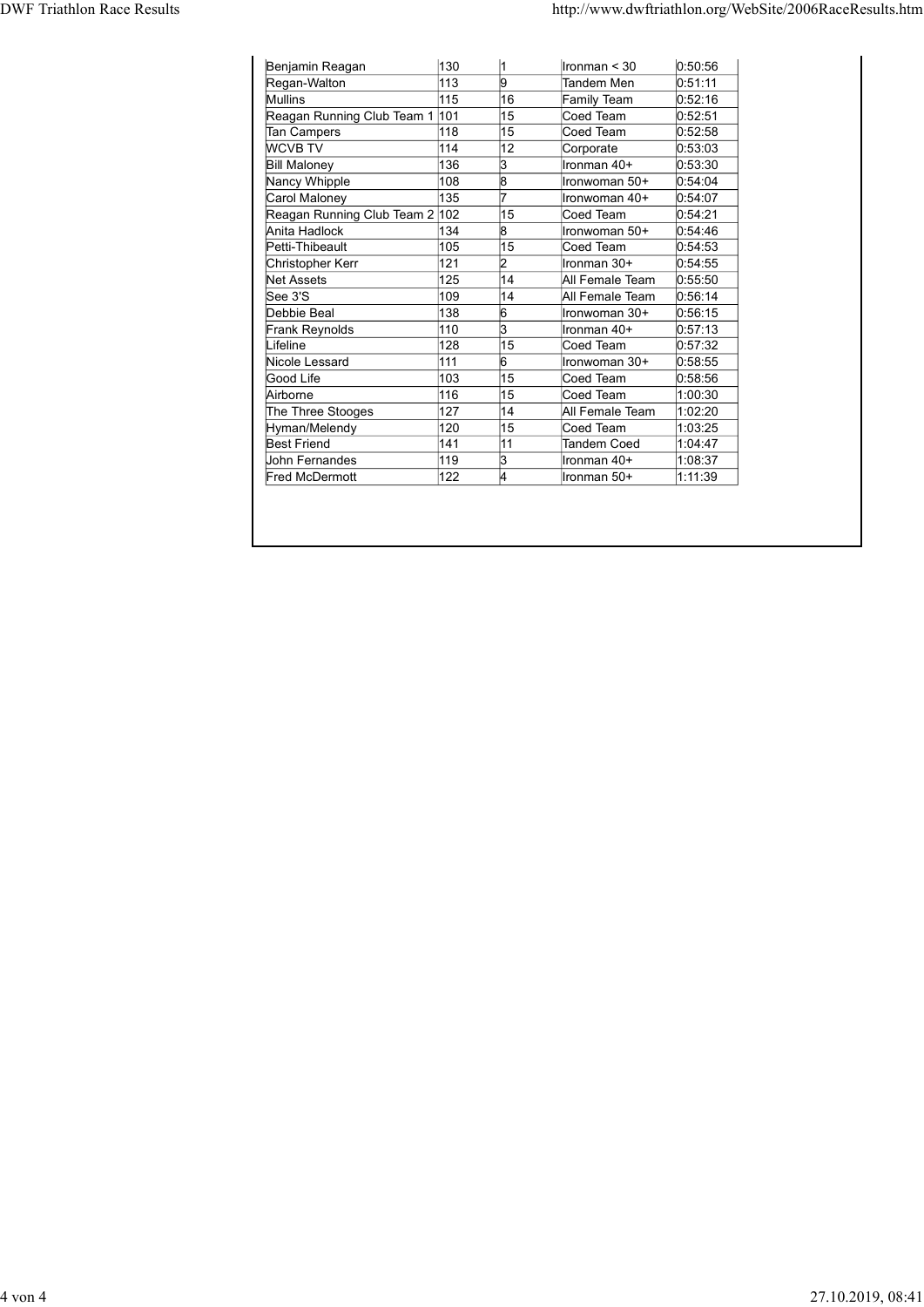| | | | | |
|---|---|---|---|---|
| Benjamin Reagan | 130 | 1 | Ironman < 30 | 0:50:56 |
| Regan-Walton | 113 | 9 | Tandem Men | 0:51:11 |
| Mullins | 115 | 16 | Family Team | 0:52:16 |
| Reagan Running Club Team 1 | 101 | 15 | Coed Team | 0:52:51 |
| Tan Campers | 118 | 15 | Coed Team | 0:52:58 |
| WCVB TV | 114 | 12 | Corporate | 0:53:03 |
| Bill Maloney | 136 | 3 | Ironman 40+ | 0:53:30 |
| Nancy Whipple | 108 | 8 | Ironwoman 50+ | 0:54:04 |
| Carol Maloney | 135 | 7 | Ironwoman 40+ | 0:54:07 |
| Reagan Running Club Team 2 | 102 | 15 | Coed Team | 0:54:21 |
| Anita Hadlock | 134 | 8 | Ironwoman 50+ | 0:54:46 |
| Petti-Thibeault | 105 | 15 | Coed Team | 0:54:53 |
| Christopher Kerr | 121 | 2 | Ironman 30+ | 0:54:55 |
| Net Assets | 125 | 14 | All Female Team | 0:55:50 |
| See 3'S | 109 | 14 | All Female Team | 0:56:14 |
| Debbie Beal | 138 | 6 | Ironwoman 30+ | 0:56:15 |
| Frank Reynolds | 110 | 3 | Ironman 40+ | 0:57:13 |
| Lifeline | 128 | 15 | Coed Team | 0:57:32 |
| Nicole Lessard | 111 | 6 | Ironwoman 30+ | 0:58:55 |
| Good Life | 103 | 15 | Coed Team | 0:58:56 |
| Airborne | 116 | 15 | Coed Team | 1:00:30 |
| The Three Stooges | 127 | 14 | All Female Team | 1:02:20 |
| Hyman/Melendy | 120 | 15 | Coed Team | 1:03:25 |
| Best Friend | 141 | 11 | Tandem Coed | 1:04:47 |
| John Fernandes | 119 | 3 | Ironman 40+ | 1:08:37 |
| Fred McDermott | 122 | 4 | Ironman 50+ | 1:11:39 |